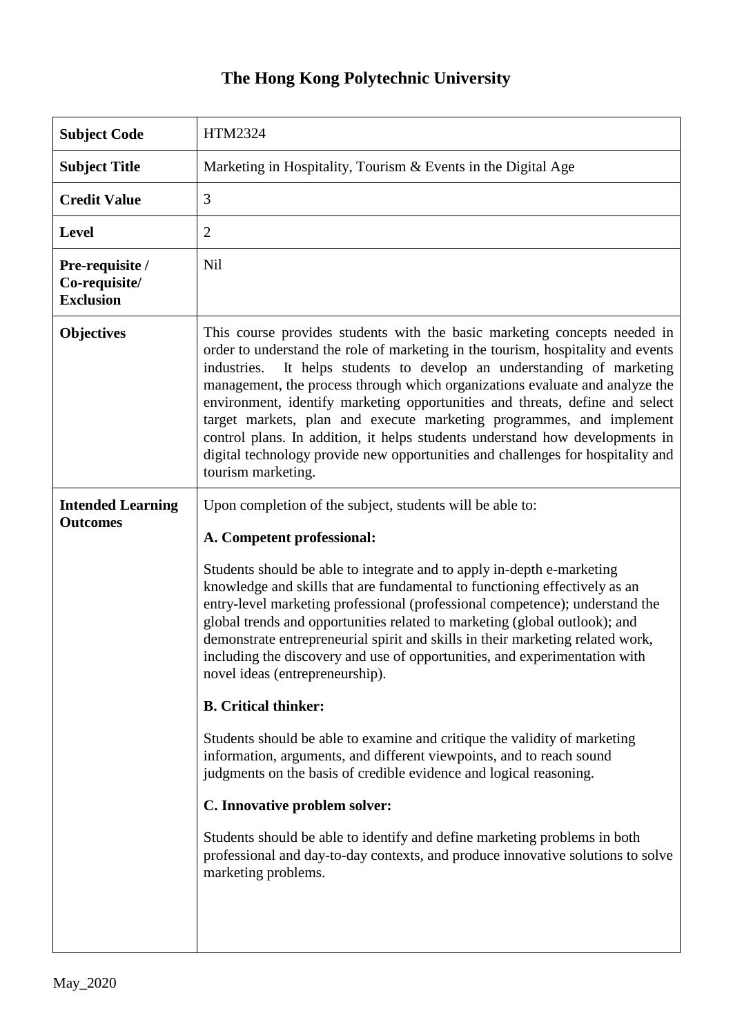# The Hong Kong Polytechnic University

| | |
|---|---|
| **Subject Code** | HTM2324 |
| **Subject Title** | Marketing in Hospitality, Tourism & Events in the Digital Age |
| **Credit Value** | 3 |
| **Level** | 2 |
| **Pre-requisite / Co-requisite/ Exclusion** | Nil |
| **Objectives** | This course provides students with the basic marketing concepts needed in order to understand the role of marketing in the tourism, hospitality and events industries. It helps students to develop an understanding of marketing management, the process through which organizations evaluate and analyze the environment, identify marketing opportunities and threats, define and select target markets, plan and execute marketing programmes, and implement control plans. In addition, it helps students understand how developments in digital technology provide new opportunities and challenges for hospitality and tourism marketing. |
| **Intended Learning Outcomes** | Upon completion of the subject, students will be able to:<br><br>**A. Competent professional:**<br><br>Students should be able to integrate and to apply in-depth e-marketing knowledge and skills that are fundamental to functioning effectively as an entry-level marketing professional (professional competence); understand the global trends and opportunities related to marketing (global outlook); and demonstrate entrepreneurial spirit and skills in their marketing related work, including the discovery and use of opportunities, and experimentation with novel ideas (entrepreneurship).<br><br>**B. Critical thinker:**<br><br>Students should be able to examine and critique the validity of marketing information, arguments, and different viewpoints, and to reach sound judgments on the basis of credible evidence and logical reasoning.<br><br>**C. Innovative problem solver:**<br><br>Students should be able to identify and define marketing problems in both professional and day-to-day contexts, and produce innovative solutions to solve marketing problems. |

May_2020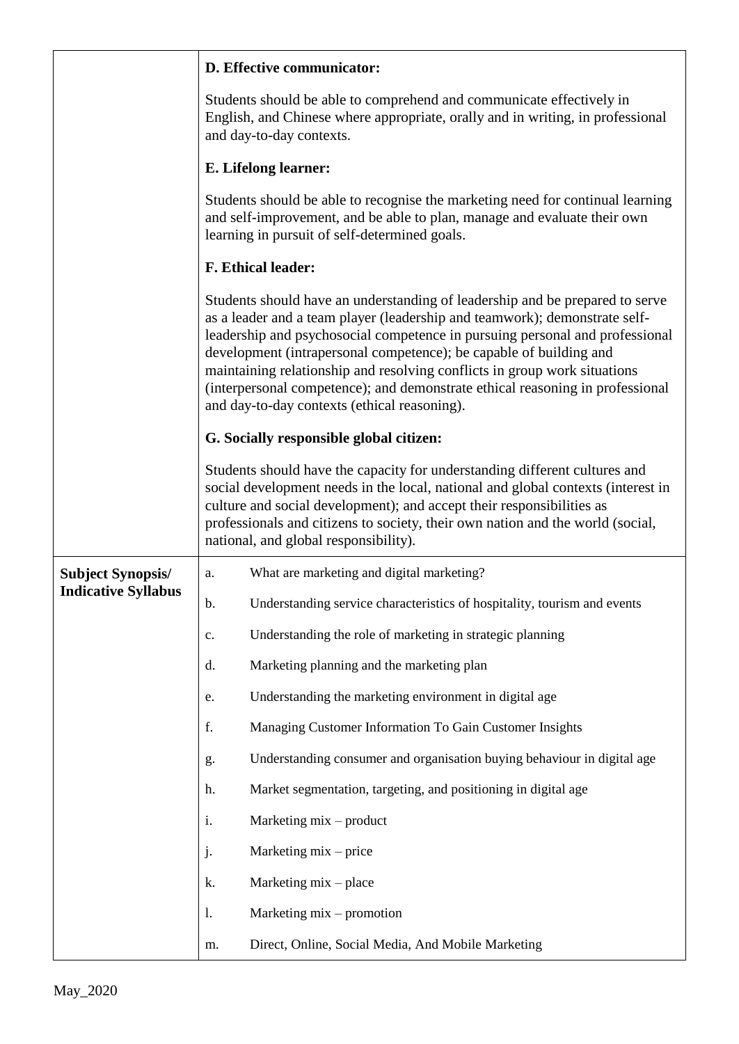| | |
|---|---|
| | **D. Effective communicator:**<br><br>Students should be able to comprehend and communicate effectively in English, and Chinese where appropriate, orally and in writing, in professional and day-to-day contexts.<br><br>**E. Lifelong learner:**<br><br>Students should be able to recognise the marketing need for continual learning and self-improvement, and be able to plan, manage and evaluate their own learning in pursuit of self-determined goals.<br><br>**F. Ethical leader:**<br><br>Students should have an understanding of leadership and be prepared to serve as a leader and a team player (leadership and teamwork); demonstrate self-leadership and psychosocial competence in pursuing personal and professional development (intrapersonal competence); be capable of building and maintaining relationship and resolving conflicts in group work situations (interpersonal competence); and demonstrate ethical reasoning in professional and day-to-day contexts (ethical reasoning).<br><br>**G. Socially responsible global citizen:**<br><br>Students should have the capacity for understanding different cultures and social development needs in the local, national and global contexts (interest in culture and social development); and accept their responsibilities as professionals and citizens to society, their own nation and the world (social, national, and global responsibility). |
| **Subject Synopsis/ Indicative Syllabus** | a. What are marketing and digital marketing?<br>b. Understanding service characteristics of hospitality, tourism and events<br>c. Understanding the role of marketing in strategic planning<br>d. Marketing planning and the marketing plan<br>e. Understanding the marketing environment in digital age<br>f. Managing Customer Information To Gain Customer Insights<br>g. Understanding consumer and organisation buying behaviour in digital age<br>h. Market segmentation, targeting, and positioning in digital age<br>i. Marketing mix – product<br>j. Marketing mix – price<br>k. Marketing mix – place<br>l. Marketing mix – promotion<br>m. Direct, Online, Social Media, And Mobile Marketing |

May_2020